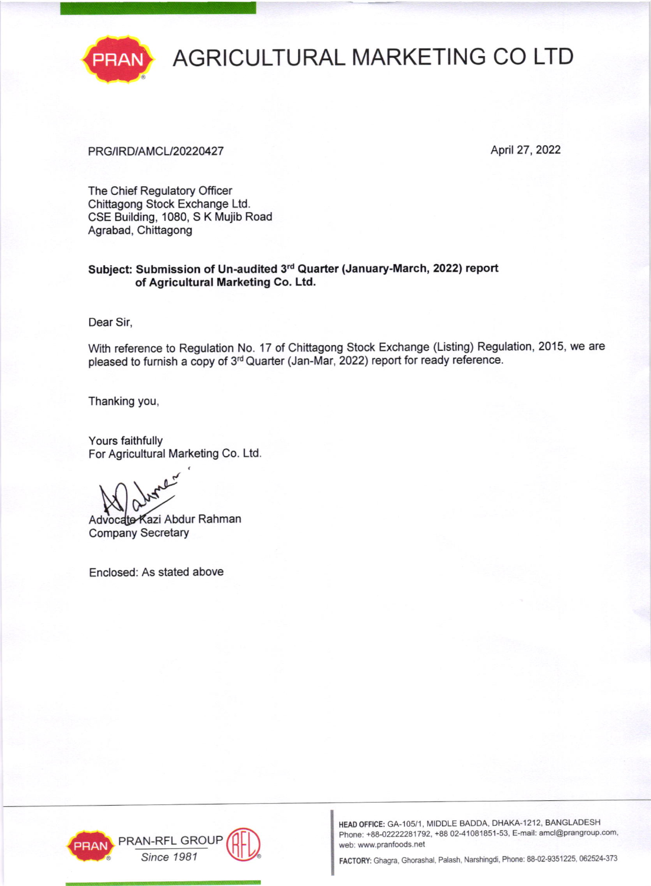# AGRICULTURAL MARKETING CO LTD

PRG/IRD/AMCL/20220427

April 27, 2022

The Chief Regulatory Officer
Chittagong Stock Exchange Ltd.
CSE Building, 1080, S K Mujib Road
Agrabad, Chittagong

**Subject: Submission of Un-audited 3rd Quarter (January-March, 2022) report of Agricultural Marketing Co. Ltd.**

Dear Sir,

With reference to Regulation No. 17 of Chittagong Stock Exchange (Listing) Regulation, 2015, we are pleased to furnish a copy of 3rd Quarter (Jan-Mar, 2022) report for ready reference.

Thanking you,

Yours faithfully
For Agricultural Marketing Co. Ltd.

Advocate Kazi Abdur Rahman
Company Secretary

Enclosed: As stated above

PRAN-RFL GROUP
Since 1981

**HEAD OFFICE:** GA-105/1, MIDDLE BADDA, DHAKA-1212, BANGLADESH
Phone: +88-02222281792, +88 02-41081851-53, E-mail: amcl@prangroup.com, web: www.pranfoods.net

**FACTORY:** Ghagra, Ghorashal, Palash, Narshingdi, Phone: 88-02-9351225, 062524-373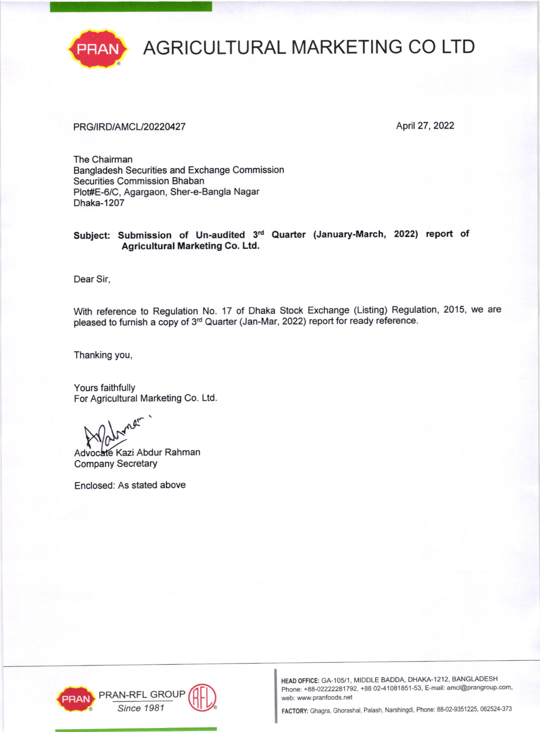# AGRICULTURAL MARKETING CO LTD

PRG/IRD/AMCL/20220427

April 27, 2022

The Chairman
Bangladesh Securities and Exchange Commission
Securities Commission Bhaban
Plot#E-6/C, Agargaon, Sher-e-Bangla Nagar
Dhaka-1207

**Subject: Submission of Un-audited 3rd Quarter (January-March, 2022) report of Agricultural Marketing Co. Ltd.**

Dear Sir,

With reference to Regulation No. 17 of Dhaka Stock Exchange (Listing) Regulation, 2015, we are pleased to furnish a copy of 3rd Quarter (Jan-Mar, 2022) report for ready reference.

Thanking you,

Yours faithfully
For Agricultural Marketing Co. Ltd.

Advocate Kazi Abdur Rahman
Company Secretary

Enclosed: As stated above

PRAN-RFL GROUP
Since 1981

**HEAD OFFICE:** GA-105/1, MIDDLE BADDA, DHAKA-1212, BANGLADESH
Phone: +88-02222281792, +88 02-41081851-53, E-mail: amcl@prangroup.com, web: www.pranfoods.net

**FACTORY:** Ghagra, Ghorashal, Palash, Narshingdi, Phone: 88-02-9351225, 062524-373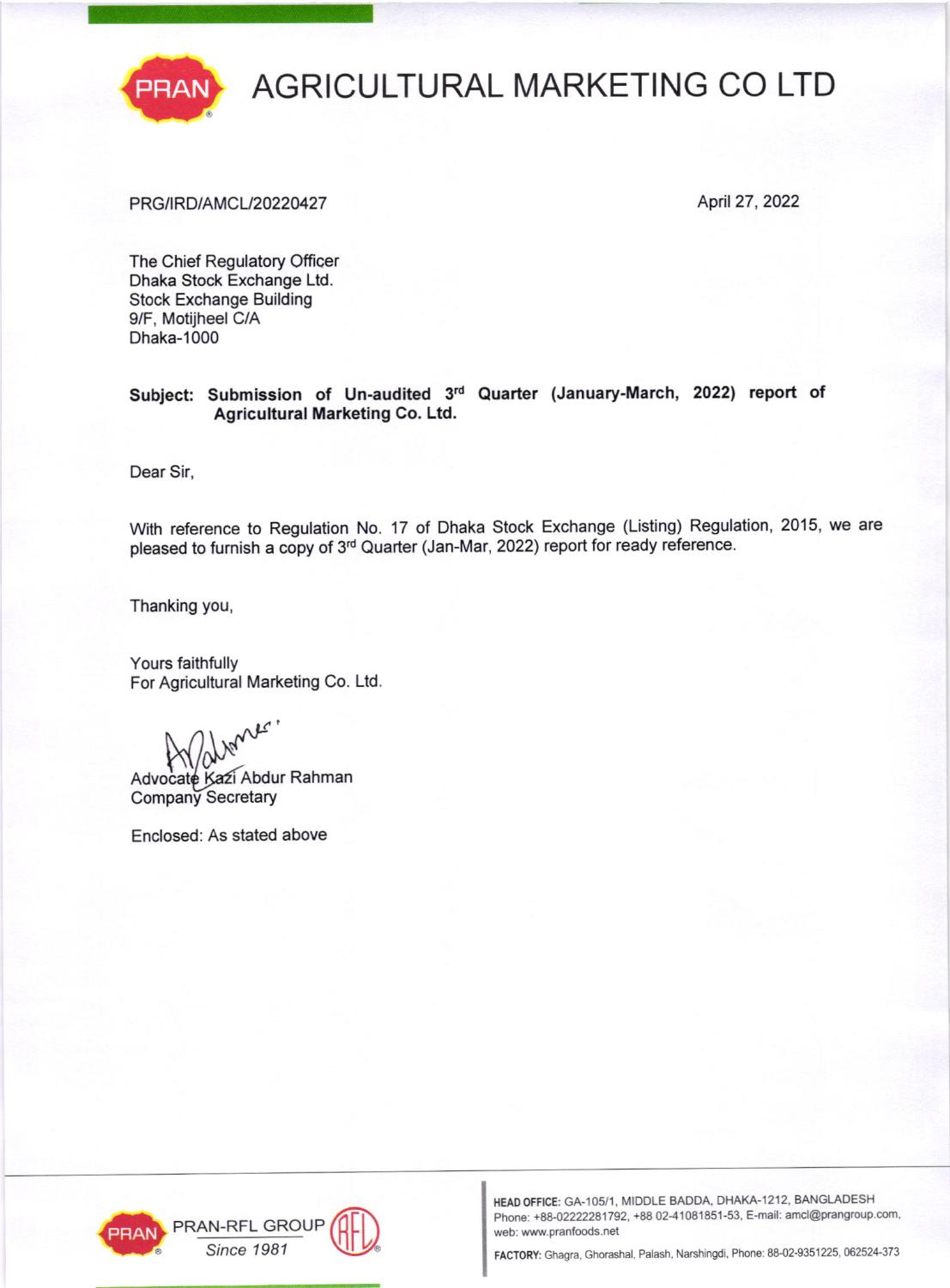# AGRICULTURAL MARKETING CO LTD

PRG/IRD/AMCL/20220427

April 27, 2022

The Chief Regulatory Officer
Dhaka Stock Exchange Ltd.
Stock Exchange Building
9/F, Motijheel C/A
Dhaka-1000

**Subject: Submission of Un-audited 3rd Quarter (January-March, 2022) report of Agricultural Marketing Co. Ltd.**

Dear Sir,

With reference to Regulation No. 17 of Dhaka Stock Exchange (Listing) Regulation, 2015, we are pleased to furnish a copy of 3rd Quarter (Jan-Mar, 2022) report for ready reference.

Thanking you,

Yours faithfully
For Agricultural Marketing Co. Ltd.

Advocate Kazi Abdur Rahman
Company Secretary

Enclosed: As stated above

PRAN-RFL GROUP
*Since 1981*

**HEAD OFFICE:** GA-105/1, MIDDLE BADDA, DHAKA-1212, BANGLADESH
Phone: +88-02222281792, +88 02-41081851-53, E-mail: amcl@prangroup.com, web: www.pranfoods.net

**FACTORY:** Ghagra, Ghorashal, Palash, Narshingdi, Phone: 88-02-9351225, 062524-373